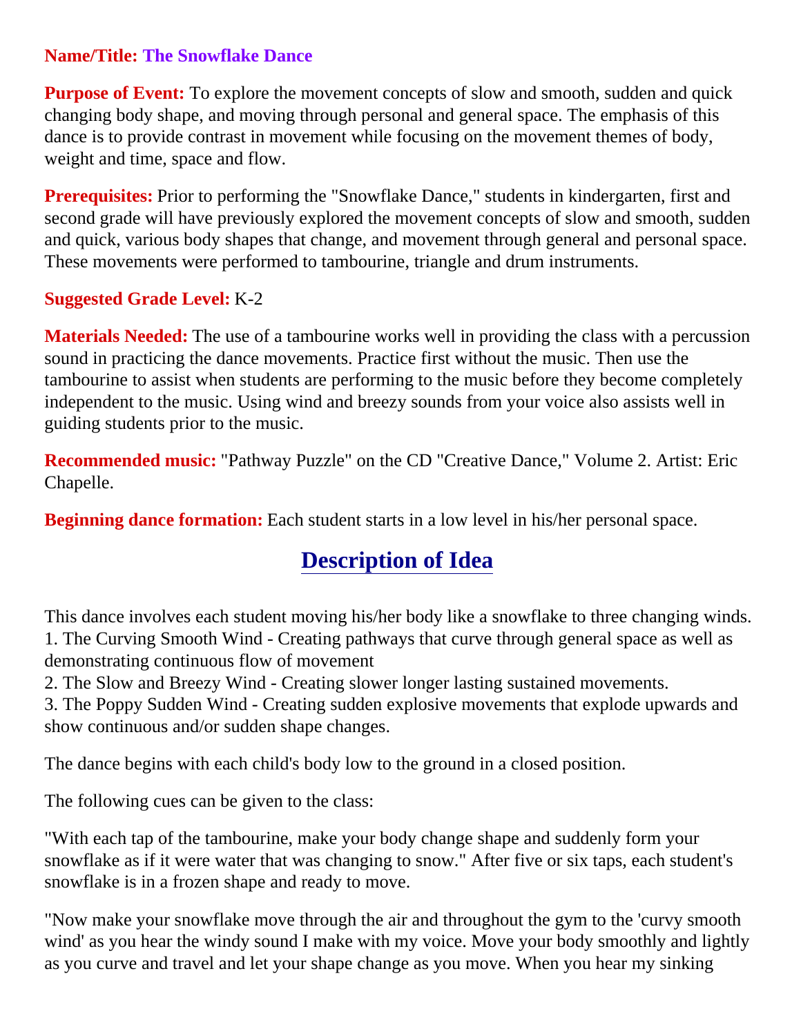**Name/Title:** **The Snowflake Dance**

**Purpose of Event:** To explore the movement concepts of slow and smooth, sudden and quick changing body shape, and moving through personal and general space. The emphasis of this dance is to provide contrast in movement while focusing on the movement themes of body, weight and time, space and flow.

**Prerequisites:** Prior to performing the "Snowflake Dance," students in kindergarten, first and second grade will have previously explored the movement concepts of slow and smooth, sudden and quick, various body shapes that change, and movement through general and personal space. These movements were performed to tambourine, triangle and drum instruments.

**Suggested Grade Level:** K-2

**Materials Needed:** The use of a tambourine works well in providing the class with a percussion sound in practicing the dance movements. Practice first without the music. Then use the tambourine to assist when students are performing to the music before they become completely independent to the music. Using wind and breezy sounds from your voice also assists well in guiding students prior to the music.

**Recommended music:** "Pathway Puzzle" on the CD "Creative Dance," Volume 2. Artist: Eric Chapelle.

**Beginning dance formation:** Each student starts in a low level in his/her personal space.

## Description of Idea

This dance involves each student moving his/her body like a snowflake to three changing winds.
1. The Curving Smooth Wind - Creating pathways that curve through general space as well as demonstrating continuous flow of movement
2. The Slow and Breezy Wind - Creating slower longer lasting sustained movements.
3. The Poppy Sudden Wind - Creating sudden explosive movements that explode upwards and show continuous and/or sudden shape changes.

The dance begins with each child's body low to the ground in a closed position.

The following cues can be given to the class:

"With each tap of the tambourine, make your body change shape and suddenly form your snowflake as if it were water that was changing to snow." After five or six taps, each student's snowflake is in a frozen shape and ready to move.

"Now make your snowflake move through the air and throughout the gym to the 'curvy smooth wind' as you hear the windy sound I make with my voice. Move your body smoothly and lightly as you curve and travel and let your shape change as you move. When you hear my sinking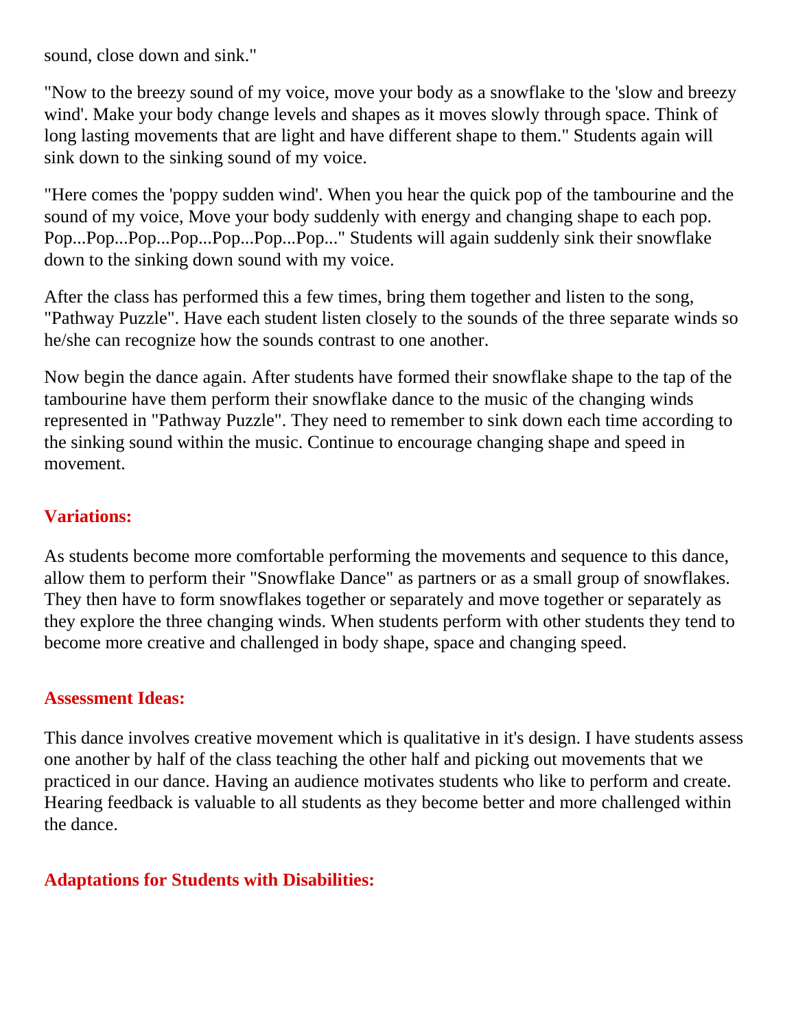sound, close down and sink."

"Now to the breezy sound of my voice, move your body as a snowflake to the 'slow and breezy wind'. Make your body change levels and shapes as it moves slowly through space. Think of long lasting movements that are light and have different shape to them." Students again will sink down to the sinking sound of my voice.

"Here comes the 'poppy sudden wind'. When you hear the quick pop of the tambourine and the sound of my voice, Move your body suddenly with energy and changing shape to each pop. Pop...Pop...Pop...Pop...Pop...Pop...Pop..." Students will again suddenly sink their snowflake down to the sinking down sound with my voice.

After the class has performed this a few times, bring them together and listen to the song, "Pathway Puzzle". Have each student listen closely to the sounds of the three separate winds so he/she can recognize how the sounds contrast to one another.

Now begin the dance again. After students have formed their snowflake shape to the tap of the tambourine have them perform their snowflake dance to the music of the changing winds represented in "Pathway Puzzle". They need to remember to sink down each time according to the sinking sound within the music. Continue to encourage changing shape and speed in movement.

### Variations:

As students become more comfortable performing the movements and sequence to this dance, allow them to perform their "Snowflake Dance" as partners or as a small group of snowflakes. They then have to form snowflakes together or separately and move together or separately as they explore the three changing winds. When students perform with other students they tend to become more creative and challenged in body shape, space and changing speed.

### Assessment Ideas:

This dance involves creative movement which is qualitative in it's design. I have students assess one another by half of the class teaching the other half and picking out movements that we practiced in our dance. Having an audience motivates students who like to perform and create. Hearing feedback is valuable to all students as they become better and more challenged within the dance.

### Adaptations for Students with Disabilities: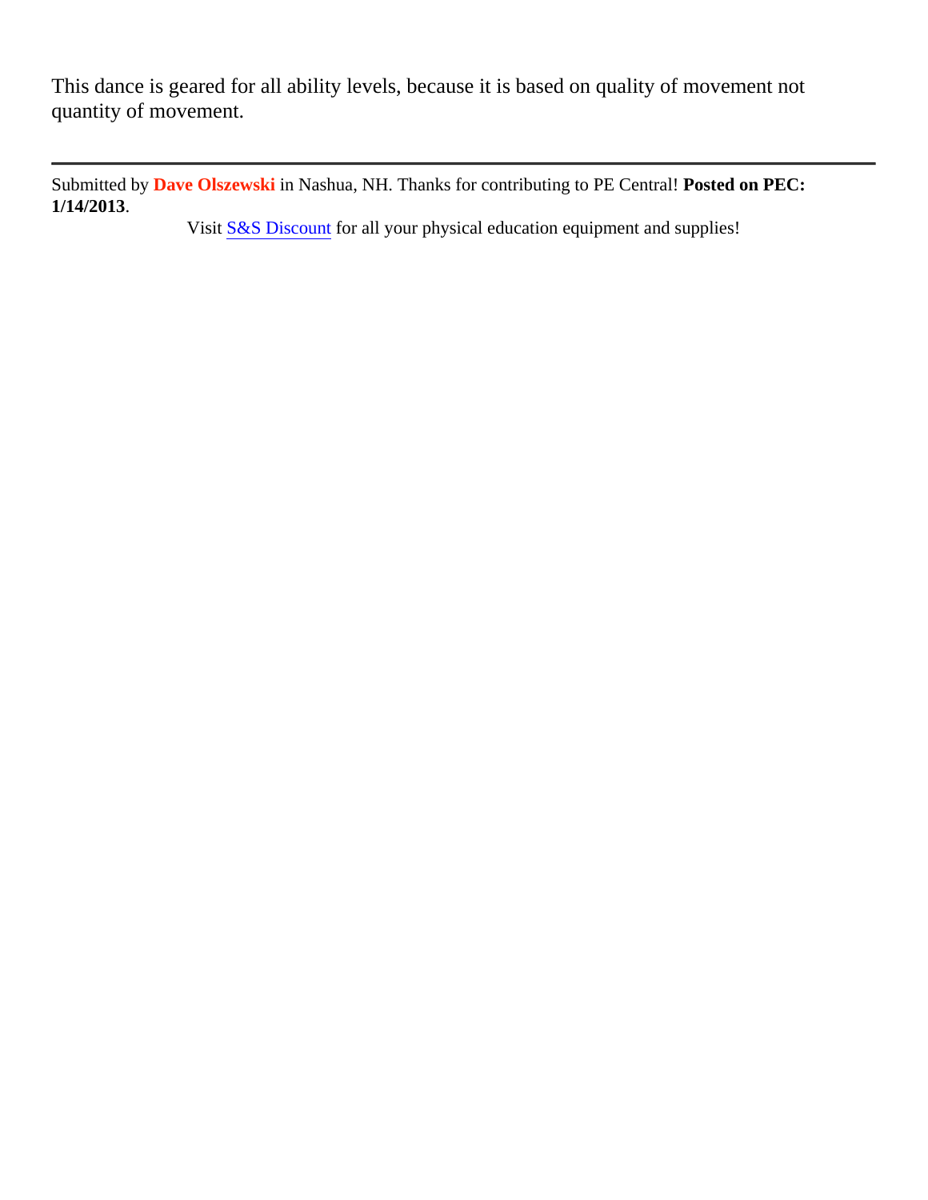This dance is geared for all ability levels, because it is based on quality of movement not quantity of movement.

---

Submitted by **Dave Olszewski** in Nashua, NH. Thanks for contributing to PE Central! **Posted on PEC: 1/14/2013**.

Visit S&S Discount for all your physical education equipment and supplies!